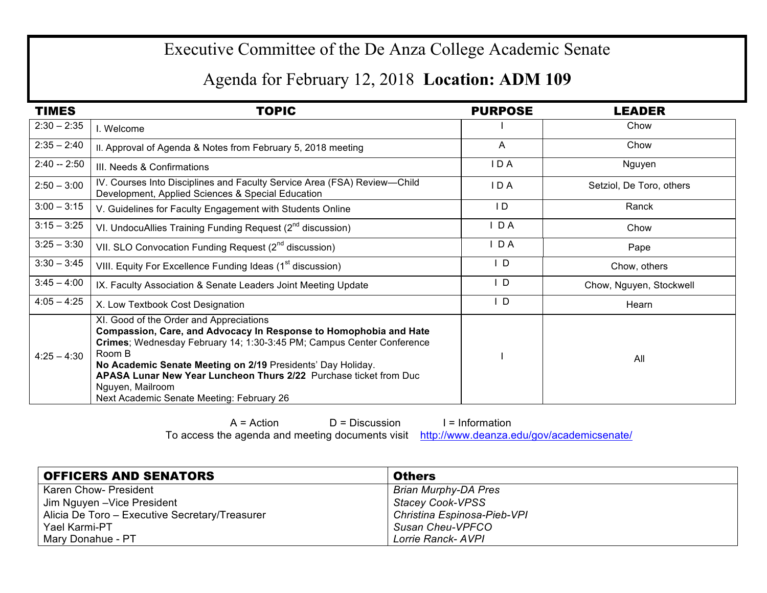# Executive Committee of the De Anza College Academic Senate

## Agenda for February 12, 2018 **Location: ADM 109**

| TIMES | TOPIC | PURPOSE | LEADER |
|---|---|---|---|
| 2:30 – 2:35 | I. Welcome | I | Chow |
| 2:35 – 2:40 | II. Approval of Agenda & Notes from February 5, 2018 meeting | A | Chow |
| 2:40 -- 2:50 | III. Needs & Confirmations | I D A | Nguyen |
| 2:50 – 3:00 | IV. Courses Into Disciplines and Faculty Service Area (FSA) Review—Child Development, Applied Sciences & Special Education | I D A | Setziol, De Toro, others |
| 3:00 – 3:15 | V. Guidelines for Faculty Engagement with Students Online | I D | Ranck |
| 3:15 – 3:25 | VI. UndocuAllies Training Funding Request (2nd discussion) | I D A | Chow |
| 3:25 – 3:30 | VII. SLO Convocation Funding Request (2nd discussion) | I D A | Pape |
| 3:30 – 3:45 | VIII. Equity For Excellence Funding Ideas (1st discussion) | I D | Chow, others |
| 3:45 – 4:00 | IX. Faculty Association & Senate Leaders Joint Meeting Update | I D | Chow, Nguyen, Stockwell |
| 4:05 – 4:25 | X. Low Textbook Cost Designation | I D | Hearn |
| 4:25 – 4:30 | XI. Good of the Order and Appreciations<br>**Compassion, Care, and Advocacy In Response to Homophobia and Hate Crimes**; Wednesday February 14; 1:30-3:45 PM; Campus Center Conference Room B<br>**No Academic Senate Meeting on 2/19** Presidents' Day Holiday.<br>**APASA Lunar New Year Luncheon Thurs 2/22** Purchase ticket from Duc Nguyen, Mailroom<br>Next Academic Senate Meeting: February 26 | I | All |

A = Action D = Discussion I = Information

To access the agenda and meeting documents visit http://www.deanza.edu/gov/academicsenate/

| OFFICERS AND SENATORS | Others |
|---|---|
| Karen Chow- President | *Brian Murphy-DA Pres* |
| Jim Nguyen –Vice President | *Stacey Cook-VPSS* |
| Alicia De Toro – Executive Secretary/Treasurer | *Christina Espinosa-Pieb-VPI* |
| Yael Karmi-PT | *Susan Cheu-VPFCO* |
| Mary Donahue - PT | *Lorrie Ranck- AVPI* |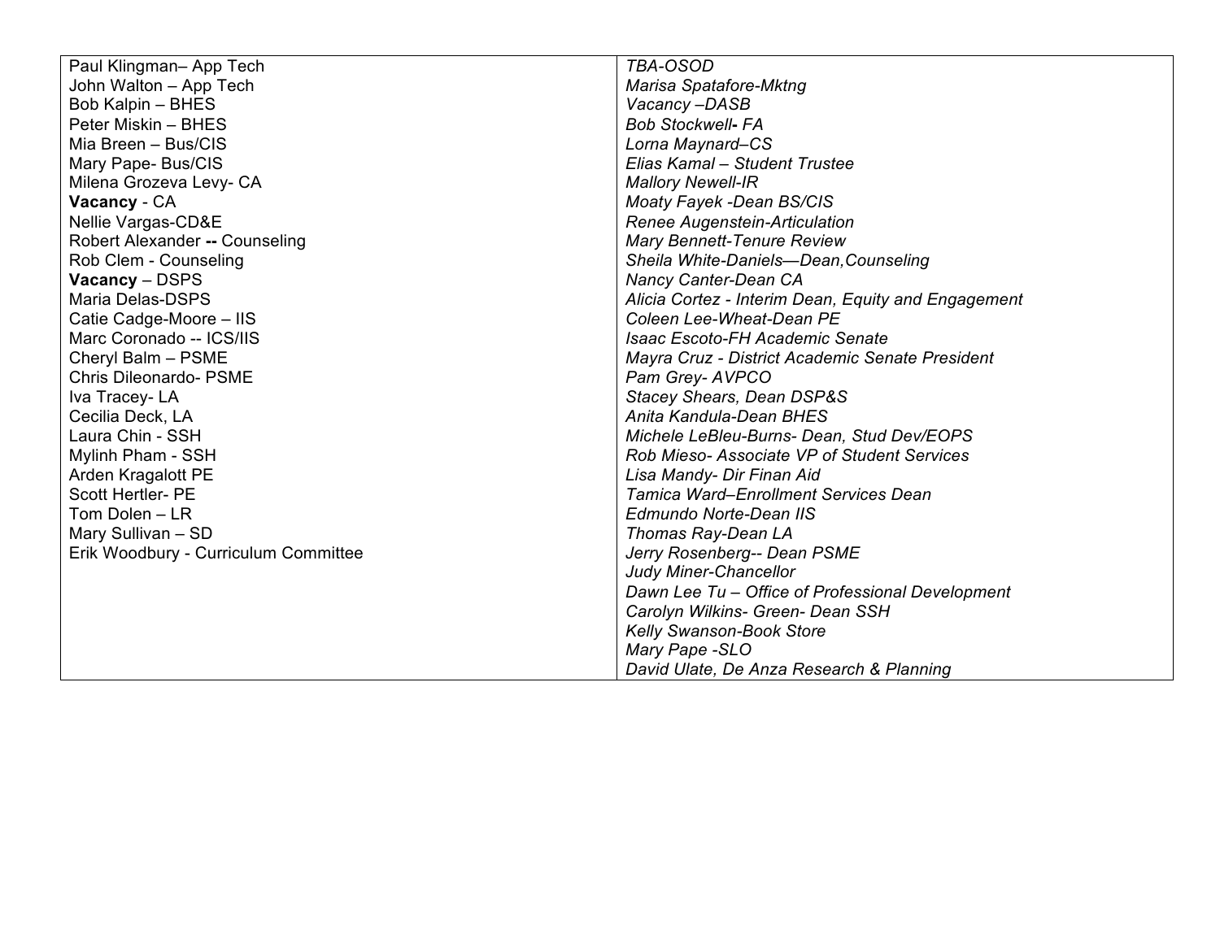| | |
|---|---|
| Paul Klingman– App Tech | *TBA-OSOD* |
| John Walton – App Tech | *Marisa Spatafore-Mktng* |
| Bob Kalpin – BHES | *Vacancy –DASB* |
| Peter Miskin – BHES | *Bob Stockwell- FA* |
| Mia Breen – Bus/CIS | *Lorna Maynard–CS* |
| Mary Pape- Bus/CIS | *Elias Kamal – Student Trustee* |
| Milena Grozeva Levy- CA | *Mallory Newell-IR* |
| **Vacancy** - CA | *Moaty Fayek -Dean BS/CIS* |
| Nellie Vargas-CD&E | *Renee Augenstein-Articulation* |
| Robert Alexander **--** Counseling | *Mary Bennett-Tenure Review* |
| Rob Clem - Counseling | *Sheila White-Daniels—Dean,Counseling* |
| **Vacancy** – DSPS | *Nancy Canter-Dean CA* |
| Maria Delas-DSPS | *Alicia Cortez - Interim Dean, Equity and Engagement* |
| Catie Cadge-Moore – IIS | *Coleen Lee-Wheat-Dean PE* |
| Marc Coronado -- ICS/IIS | *Isaac Escoto-FH Academic Senate* |
| Cheryl Balm – PSME | *Mayra Cruz - District Academic Senate President* |
| Chris Dileonardo- PSME | *Pam Grey- AVPCO* |
| Iva Tracey- LA | *Stacey Shears, Dean DSP&S* |
| Cecilia Deck, LA | *Anita Kandula-Dean BHES* |
| Laura Chin - SSH | *Michele LeBleu-Burns- Dean, Stud Dev/EOPS* |
| Mylinh Pham - SSH | *Rob Mieso- Associate VP of Student Services* |
| Arden Kragalott PE | *Lisa Mandy- Dir Finan Aid* |
| Scott Hertler- PE | *Tamica Ward–Enrollment Services Dean* |
| Tom Dolen – LR | *Edmundo Norte-Dean IIS* |
| Mary Sullivan – SD | *Thomas Ray-Dean LA* |
| Erik Woodbury - Curriculum Committee | *Jerry Rosenberg-- Dean PSME* |
| | *Judy Miner-Chancellor* |
| | *Dawn Lee Tu – Office of Professional Development* |
| | *Carolyn Wilkins- Green- Dean SSH* |
| | *Kelly Swanson-Book Store* |
| | *Mary Pape -SLO* |
| | *David Ulate, De Anza Research & Planning* |